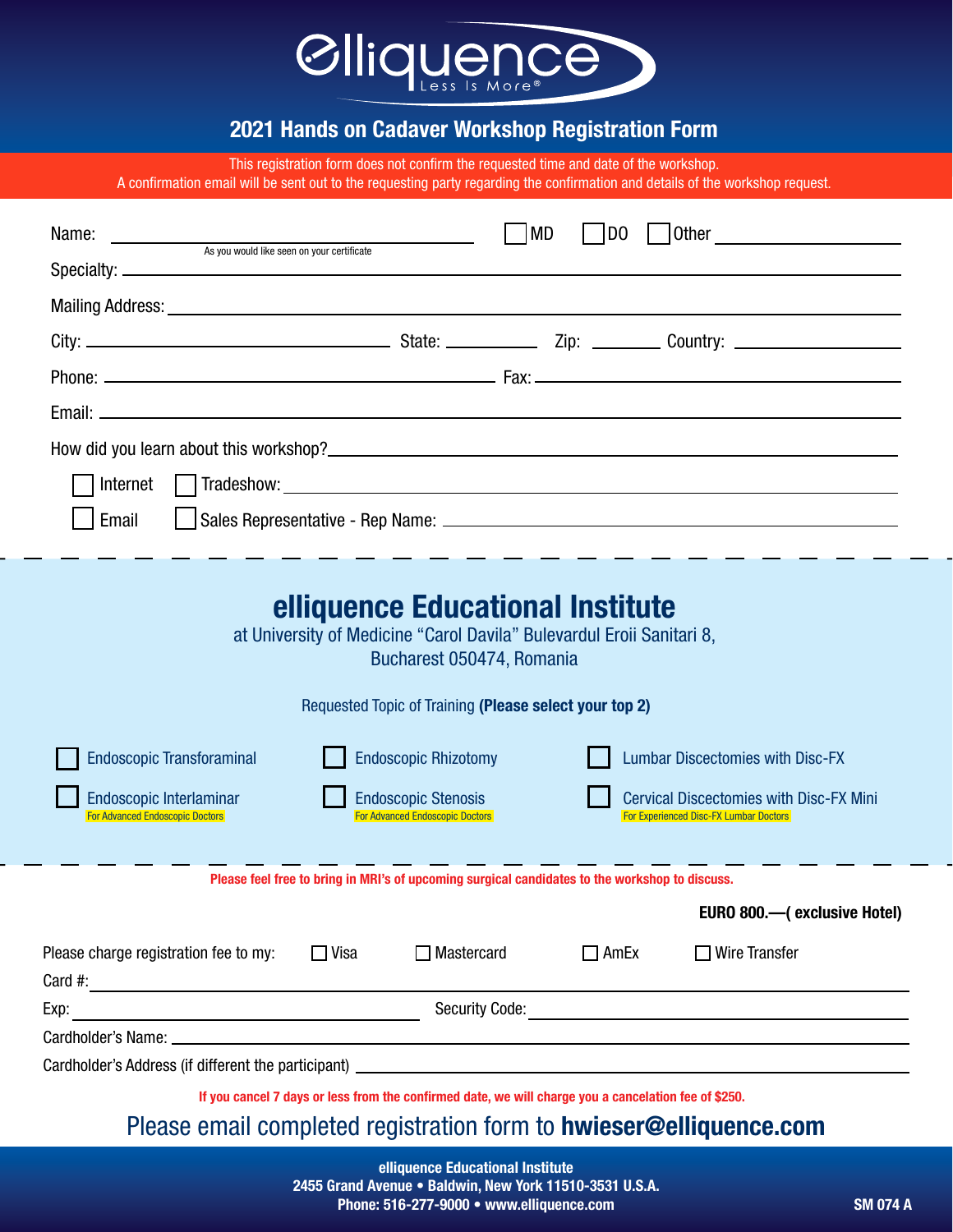# elliquence

Less Is More®

## 2021 Hands on Cadaver Workshop Registration Form

This registration form does not confirm the requested time and date of the workshop.
A confirmation email will be sent out to the requesting party regarding the confirmation and details of the workshop request.

Name: ______________________________ ☐ MD ☐ DO ☐ Other ____________

As you would like seen on your certificate

Specialty: ______________________________

Mailing Address: ______________________________

City: ______________ State: ________ Zip: ______ Country: ____________

Phone: ______________________ Fax: ______________________

Email: ______________________________

How did you learn about this workshop? ______________________________

☐ Internet ☐ Tradeshow: ______________________________

☐ Email ☐ Sales Representative - Rep Name: ______________________________

## elliquence Educational Institute

at University of Medicine "Carol Davila" Bulevardul Eroii Sanitari 8,
Bucharest 050474, Romania

Requested Topic of Training **(Please select your top 2)**

☐ Endoscopic Transforaminal

☐ Endoscopic Rhizotomy

☐ Lumbar Discectomies with Disc-FX

☐ Endoscopic Interlaminar
For Advanced Endoscopic Doctors

☐ Endoscopic Stenosis
For Advanced Endoscopic Doctors

☐ Cervical Discectomies with Disc-FX Mini
For Experienced Disc-FX Lumbar Doctors

**Please feel free to bring in MRI's of upcoming surgical candidates to the workshop to discuss.**

**EURO 800.—( exclusive Hotel)**

Please charge registration fee to my: ☐ Visa ☐ Mastercard ☐ AmEx ☐ Wire Transfer

Card #: ______________________________

Exp: ______________ Security Code: ______________

Cardholder's Name: ______________________________

Cardholder's Address (if different the participant) ______________________________

**If you cancel 7 days or less from the confirmed date, we will charge you a cancelation fee of $250.**

Please email completed registration form to **hwieser@elliquence.com**

**elliquence Educational Institute**
**2455 Grand Avenue • Baldwin, New York 11510-3531 U.S.A.**
**Phone: 516-277-9000 • www.elliquence.com**

**SM 074 A**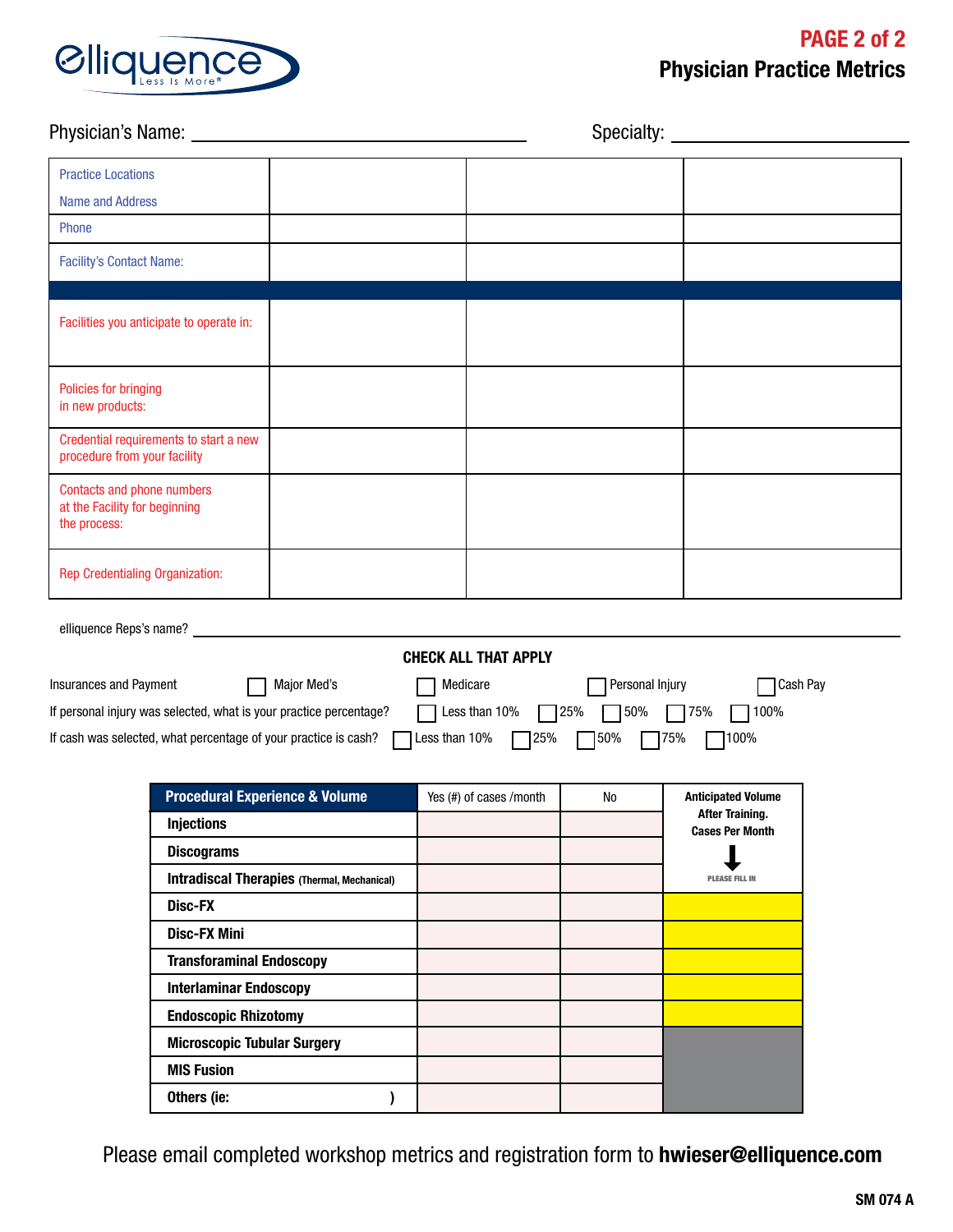elliquence
Less Is More®

## Physician Practice Metrics

Physician's Name: ______________________ Specialty: ______________________

| | | | |
|---|---|---|---|
| Practice Locations Name and Address | | | |
| Phone | | | |
| Facility's Contact Name: | | | |
| Facilities you anticipate to operate in: | | | |
| Policies for bringing in new products: | | | |
| Credential requirements to start a new procedure from your facility | | | |
| Contacts and phone numbers at the Facility for beginning the process: | | | |
| Rep Credentialing Organization: | | | |

elliquence Reps's name? ______________________

**CHECK ALL THAT APPLY**

Insurances and Payment ☐ Major Med's ☐ Medicare ☐ Personal Injury ☐ Cash Pay

If personal injury was selected, what is your practice percentage? ☐ Less than 10% ☐ 25% ☐ 50% ☐ 75% ☐ 100%

If cash was selected, what percentage of your practice is cash? ☐ Less than 10% ☐ 25% ☐ 50% ☐ 75% ☐ 100%

| Procedural Experience & Volume | Yes (#) of cases /month | No | Anticipated Volume After Training. Cases Per Month (PLEASE FILL IN) |
|---|---|---|---|
| **Injections** | | | |
| **Discograms** | | | |
| **Intradiscal Therapies** (Thermal, Mechanical) | | | |
| **Disc-FX** | | | |
| **Disc-FX Mini** | | | |
| **Transforaminal Endoscopy** | | | |
| **Interlaminar Endoscopy** | | | |
| **Endoscopic Rhizotomy** | | | |
| **Microscopic Tubular Surgery** | | | |
| **MIS Fusion** | | | |
| **Others (ie: )** | | | |

Please email completed workshop metrics and registration form to **hwieser@elliquence.com**

SM 074 A